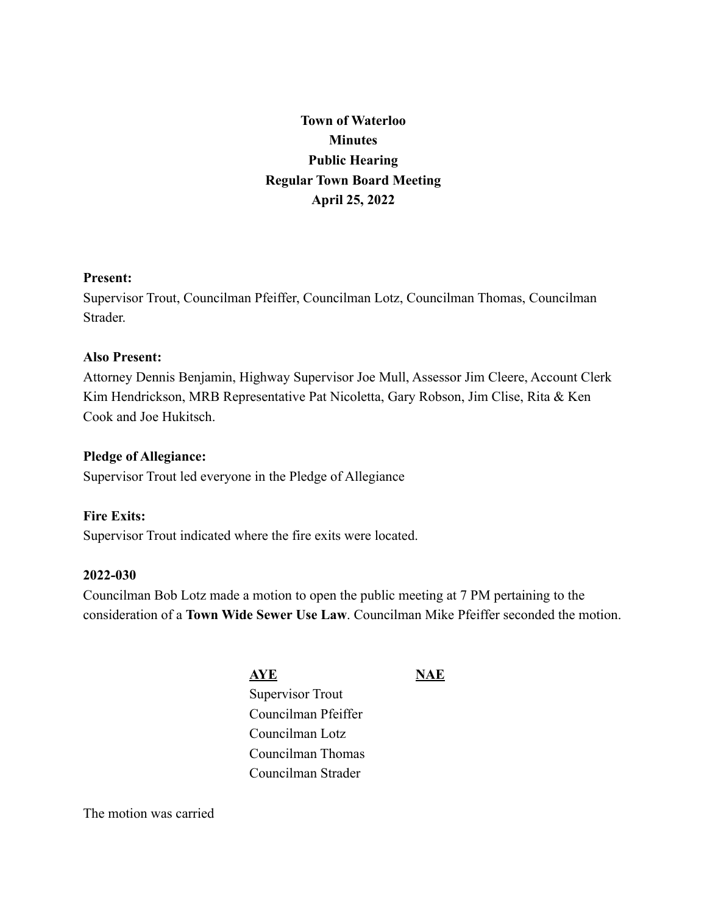**Town of Waterloo**
**Minutes**
**Public Hearing**
**Regular Town Board Meeting**
**April 25, 2022**

**Present:**
Supervisor Trout, Councilman Pfeiffer, Councilman Lotz, Councilman Thomas, Councilman Strader.

**Also Present:**
Attorney Dennis Benjamin, Highway Supervisor Joe Mull, Assessor Jim Cleere, Account Clerk Kim Hendrickson, MRB Representative Pat Nicoletta, Gary Robson, Jim Clise, Rita & Ken Cook and Joe Hukitsch.

**Pledge of Allegiance:**
Supervisor Trout led everyone in the Pledge of Allegiance

**Fire Exits:**
Supervisor Trout indicated where the fire exits were located.

**2022-030**
Councilman Bob Lotz made a motion to open the public meeting at 7 PM pertaining to the consideration of a **Town Wide Sewer Use Law**. Councilman Mike Pfeiffer seconded the motion.

| AYE | NAE |
|---|---|
| Supervisor Trout | |
| Councilman Pfeiffer | |
| Councilman Lotz | |
| Councilman Thomas | |
| Councilman Strader | |

The motion was carried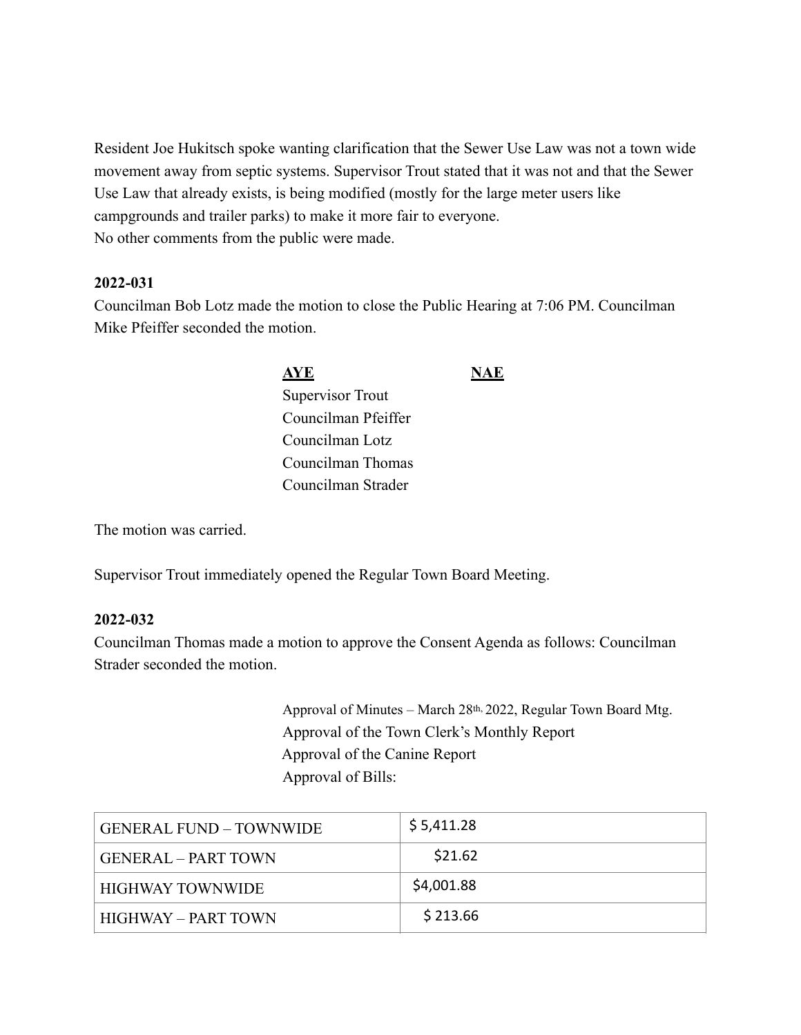Resident Joe Hukitsch spoke wanting clarification that the Sewer Use Law was not a town wide movement away from septic systems. Supervisor Trout stated that it was not and that the Sewer Use Law that already exists, is being modified (mostly for the large meter users like campgrounds and trailer parks) to make it more fair to everyone.
No other comments from the public were made.

**2022-031**
Councilman Bob Lotz made the motion to close the Public Hearing at 7:06 PM. Councilman Mike Pfeiffer seconded the motion.

| **AYE** | **NAE** |
|---|---|
| Supervisor Trout | |
| Councilman Pfeiffer | |
| Councilman Lotz | |
| Councilman Thomas | |
| Councilman Strader | |

The motion was carried.

Supervisor Trout immediately opened the Regular Town Board Meeting.

**2022-032**
Councilman Thomas made a motion to approve the Consent Agenda as follows: Councilman Strader seconded the motion.

Approval of Minutes – March 28th, 2022, Regular Town Board Mtg.
Approval of the Town Clerk's Monthly Report
Approval of the Canine Report
Approval of Bills:

| | |
|---|---|
| GENERAL FUND – TOWNWIDE | $ 5,411.28 |
| GENERAL – PART TOWN | $21.62 |
| HIGHWAY TOWNWIDE | $4,001.88 |
| HIGHWAY – PART TOWN | $ 213.66 |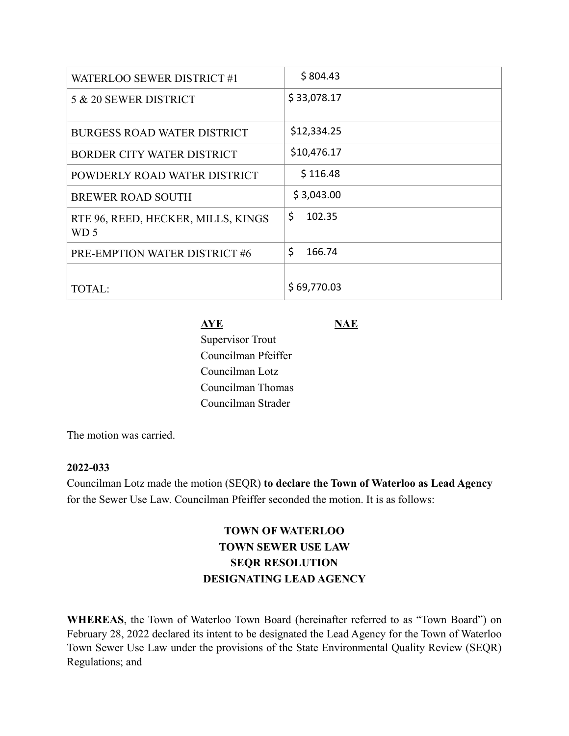| WATERLOO SEWER DISTRICT #1 | $ 804.43 |
|---|---|
| 5 & 20 SEWER DISTRICT | $ 33,078.17 |
| BURGESS ROAD WATER DISTRICT | $12,334.25 |
| BORDER CITY WATER DISTRICT | $10,476.17 |
| POWDERLY ROAD WATER DISTRICT | $ 116.48 |
| BREWER ROAD SOUTH | $ 3,043.00 |
| RTE 96, REED, HECKER, MILLS, KINGS WD 5 | $ 102.35 |
| PRE-EMPTION WATER DISTRICT #6 | $ 166.74 |
| TOTAL: | $ 69,770.03 |

| AYE | NAE |
|---|---|
| Supervisor Trout | |
| Councilman Pfeiffer | |
| Councilman Lotz | |
| Councilman Thomas | |
| Councilman Strader | |

The motion was carried.

**2022-033**

Councilman Lotz made the motion (SEQR) **to declare the Town of Waterloo as Lead Agency** for the Sewer Use Law. Councilman Pfeiffer seconded the motion. It is as follows:

**TOWN OF WATERLOO**
**TOWN SEWER USE LAW**
**SEQR RESOLUTION**
**DESIGNATING LEAD AGENCY**

**WHEREAS**, the Town of Waterloo Town Board (hereinafter referred to as "Town Board") on February 28, 2022 declared its intent to be designated the Lead Agency for the Town of Waterloo Town Sewer Use Law under the provisions of the State Environmental Quality Review (SEQR) Regulations; and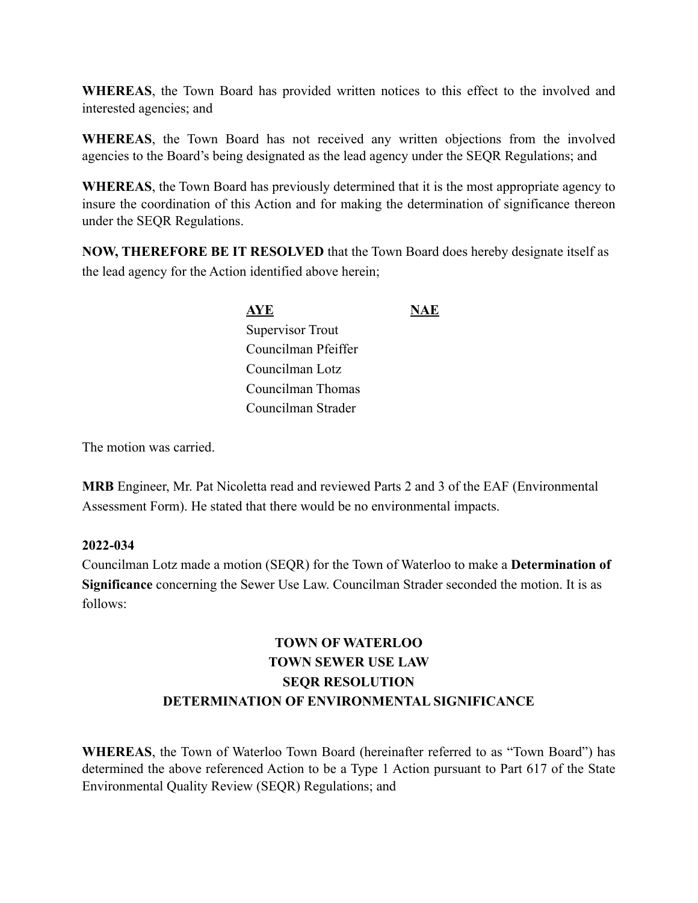**WHEREAS**, the Town Board has provided written notices to this effect to the involved and interested agencies; and

**WHEREAS**, the Town Board has not received any written objections from the involved agencies to the Board's being designated as the lead agency under the SEQR Regulations; and

**WHEREAS**, the Town Board has previously determined that it is the most appropriate agency to insure the coordination of this Action and for making the determination of significance thereon under the SEQR Regulations.

**NOW, THEREFORE BE IT RESOLVED** that the Town Board does hereby designate itself as the lead agency for the Action identified above herein;

| **AYE** | **NAE** |
|---|---|
| Supervisor Trout | |
| Councilman Pfeiffer | |
| Councilman Lotz | |
| Councilman Thomas | |
| Councilman Strader | |

The motion was carried.

**MRB** Engineer, Mr. Pat Nicoletta read and reviewed Parts 2 and 3 of the EAF (Environmental Assessment Form). He stated that there would be no environmental impacts.

**2022-034**

Councilman Lotz made a motion (SEQR) for the Town of Waterloo to make a **Determination of Significance** concerning the Sewer Use Law. Councilman Strader seconded the motion. It is as follows:

**TOWN OF WATERLOO**
**TOWN SEWER USE LAW**
**SEQR RESOLUTION**
**DETERMINATION OF ENVIRONMENTAL SIGNIFICANCE**

**WHEREAS**, the Town of Waterloo Town Board (hereinafter referred to as "Town Board") has determined the above referenced Action to be a Type 1 Action pursuant to Part 617 of the State Environmental Quality Review (SEQR) Regulations; and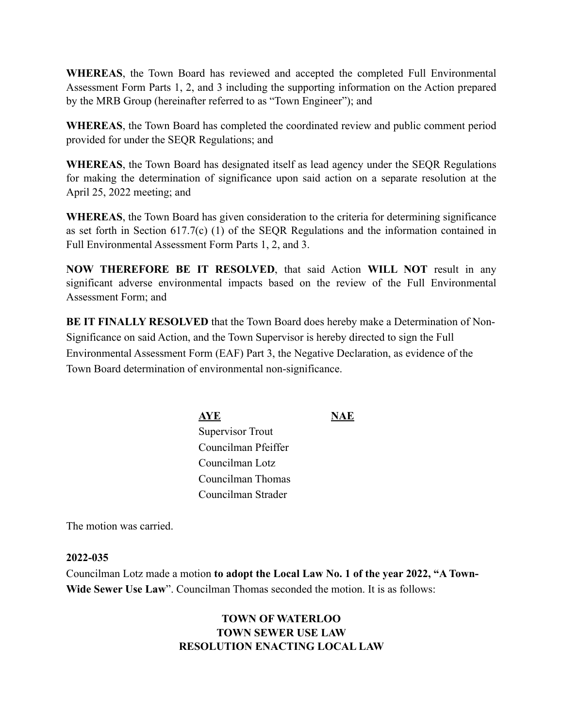**WHEREAS**, the Town Board has reviewed and accepted the completed Full Environmental Assessment Form Parts 1, 2, and 3 including the supporting information on the Action prepared by the MRB Group (hereinafter referred to as "Town Engineer"); and

**WHEREAS**, the Town Board has completed the coordinated review and public comment period provided for under the SEQR Regulations; and

**WHEREAS**, the Town Board has designated itself as lead agency under the SEQR Regulations for making the determination of significance upon said action on a separate resolution at the April 25, 2022 meeting; and

**WHEREAS**, the Town Board has given consideration to the criteria for determining significance as set forth in Section 617.7(c) (1) of the SEQR Regulations and the information contained in Full Environmental Assessment Form Parts 1, 2, and 3.

**NOW THEREFORE BE IT RESOLVED**, that said Action **WILL NOT** result in any significant adverse environmental impacts based on the review of the Full Environmental Assessment Form; and

**BE IT FINALLY RESOLVED** that the Town Board does hereby make a Determination of Non-Significance on said Action, and the Town Supervisor is hereby directed to sign the Full Environmental Assessment Form (EAF) Part 3, the Negative Declaration, as evidence of the Town Board determination of environmental non-significance.

| AYE | NAE |
|---|---|
| Supervisor Trout | |
| Councilman Pfeiffer | |
| Councilman Lotz | |
| Councilman Thomas | |
| Councilman Strader | |

The motion was carried.

**2022-035**

Councilman Lotz made a motion **to adopt the Local Law No. 1 of the year 2022, "A Town-Wide Sewer Use Law**". Councilman Thomas seconded the motion. It is as follows:

**TOWN OF WATERLOO**
**TOWN SEWER USE LAW**
**RESOLUTION ENACTING LOCAL LAW**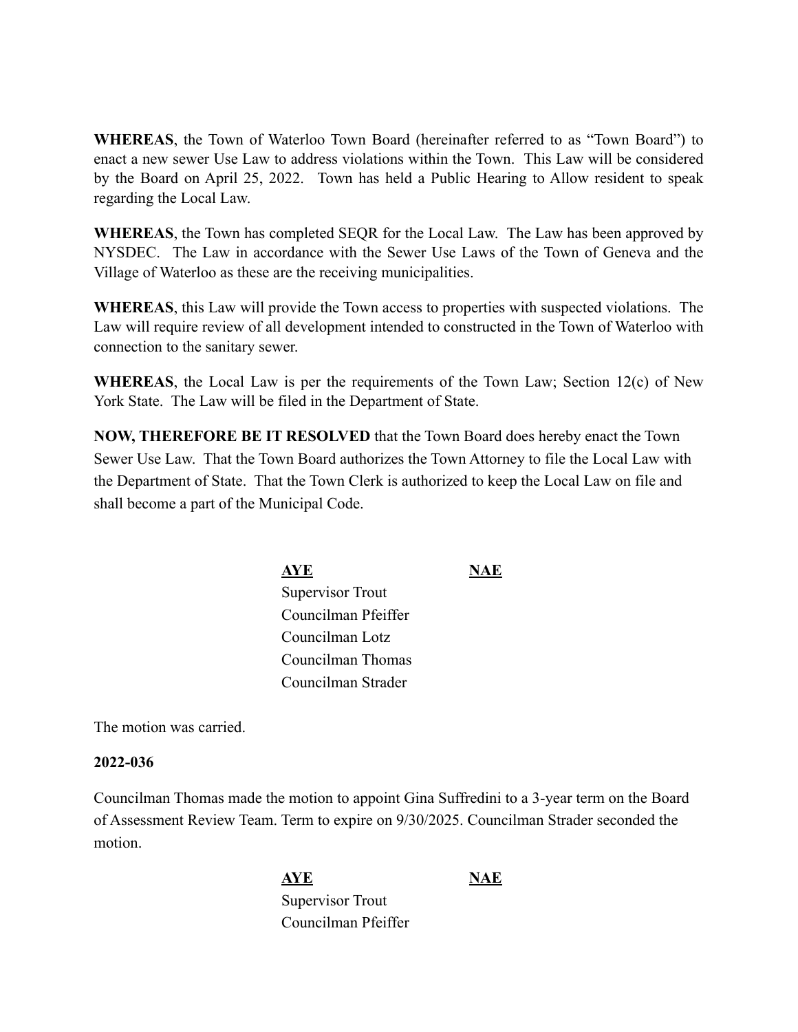**WHEREAS**, the Town of Waterloo Town Board (hereinafter referred to as "Town Board") to enact a new sewer Use Law to address violations within the Town. This Law will be considered by the Board on April 25, 2022. Town has held a Public Hearing to Allow resident to speak regarding the Local Law.

**WHEREAS**, the Town has completed SEQR for the Local Law. The Law has been approved by NYSDEC. The Law in accordance with the Sewer Use Laws of the Town of Geneva and the Village of Waterloo as these are the receiving municipalities.

**WHEREAS**, this Law will provide the Town access to properties with suspected violations. The Law will require review of all development intended to constructed in the Town of Waterloo with connection to the sanitary sewer.

**WHEREAS**, the Local Law is per the requirements of the Town Law; Section 12(c) of New York State. The Law will be filed in the Department of State.

**NOW, THEREFORE BE IT RESOLVED** that the Town Board does hereby enact the Town Sewer Use Law. That the Town Board authorizes the Town Attorney to file the Local Law with the Department of State. That the Town Clerk is authorized to keep the Local Law on file and shall become a part of the Municipal Code.

| AYE | NAE |
|---|---|
| Supervisor Trout | |
| Councilman Pfeiffer | |
| Councilman Lotz | |
| Councilman Thomas | |
| Councilman Strader | |

The motion was carried.

**2022-036**

Councilman Thomas made the motion to appoint Gina Suffredini to a 3-year term on the Board of Assessment Review Team. Term to expire on 9/30/2025. Councilman Strader seconded the motion.

| AYE | NAE |
|---|---|
| Supervisor Trout | |
| Councilman Pfeiffer | |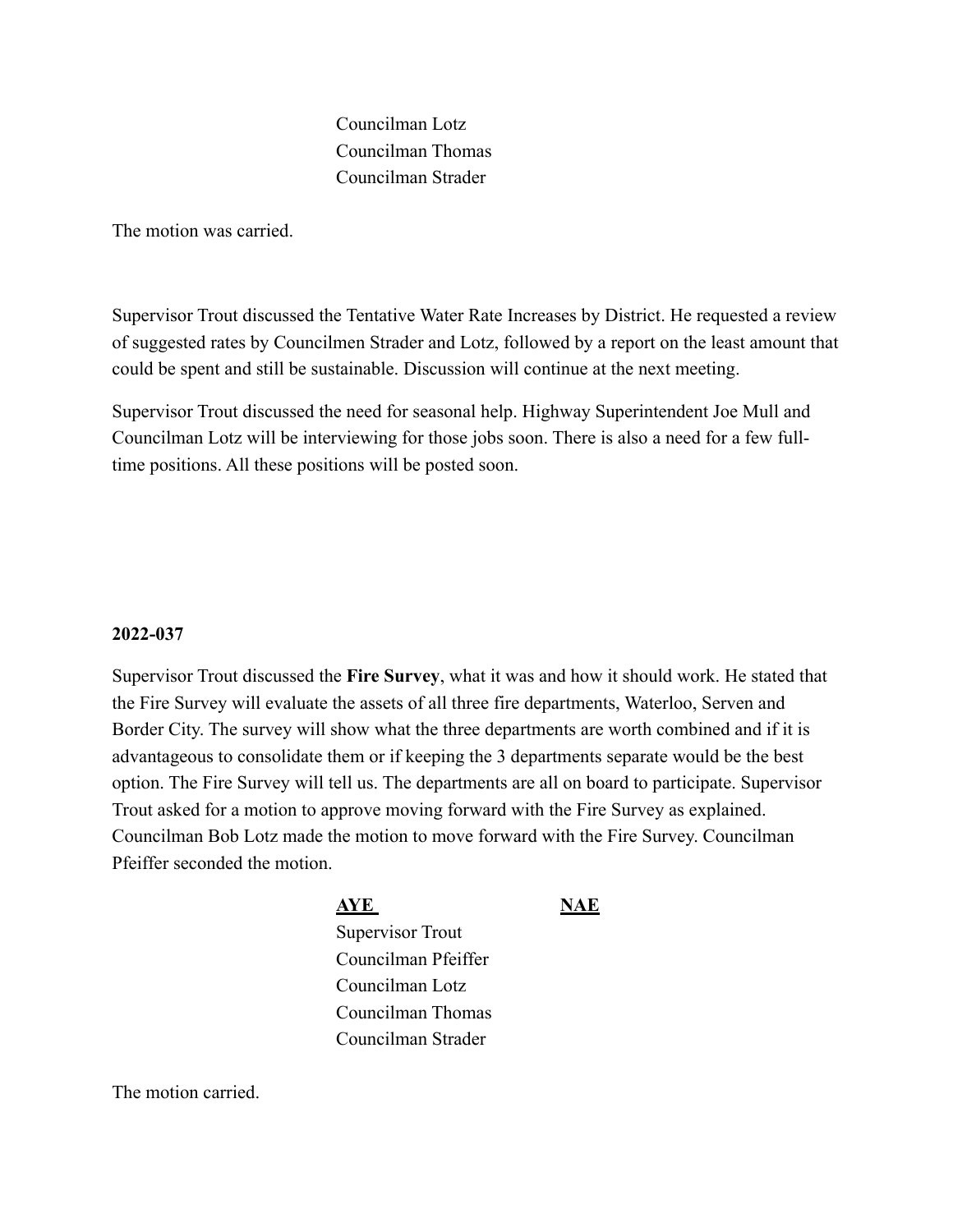Councilman Lotz
Councilman Thomas
Councilman Strader

The motion was carried.

Supervisor Trout discussed the Tentative Water Rate Increases by District. He requested a review of suggested rates by Councilmen Strader and Lotz, followed by a report on the least amount that could be spent and still be sustainable. Discussion will continue at the next meeting.

Supervisor Trout discussed the need for seasonal help. Highway Superintendent Joe Mull and Councilman Lotz will be interviewing for those jobs soon. There is also a need for a few full-time positions. All these positions will be posted soon.

**2022-037**

Supervisor Trout discussed the **Fire Survey**, what it was and how it should work. He stated that the Fire Survey will evaluate the assets of all three fire departments, Waterloo, Serven and Border City. The survey will show what the three departments are worth combined and if it is advantageous to consolidate them or if keeping the 3 departments separate would be the best option. The Fire Survey will tell us. The departments are all on board to participate. Supervisor Trout asked for a motion to approve moving forward with the Fire Survey as explained. Councilman Bob Lotz made the motion to move forward with the Fire Survey. Councilman Pfeiffer seconded the motion.

| AYE | NAE |
| --- | --- |
| Supervisor Trout | |
| Councilman Pfeiffer | |
| Councilman Lotz | |
| Councilman Thomas | |
| Councilman Strader | |

The motion carried.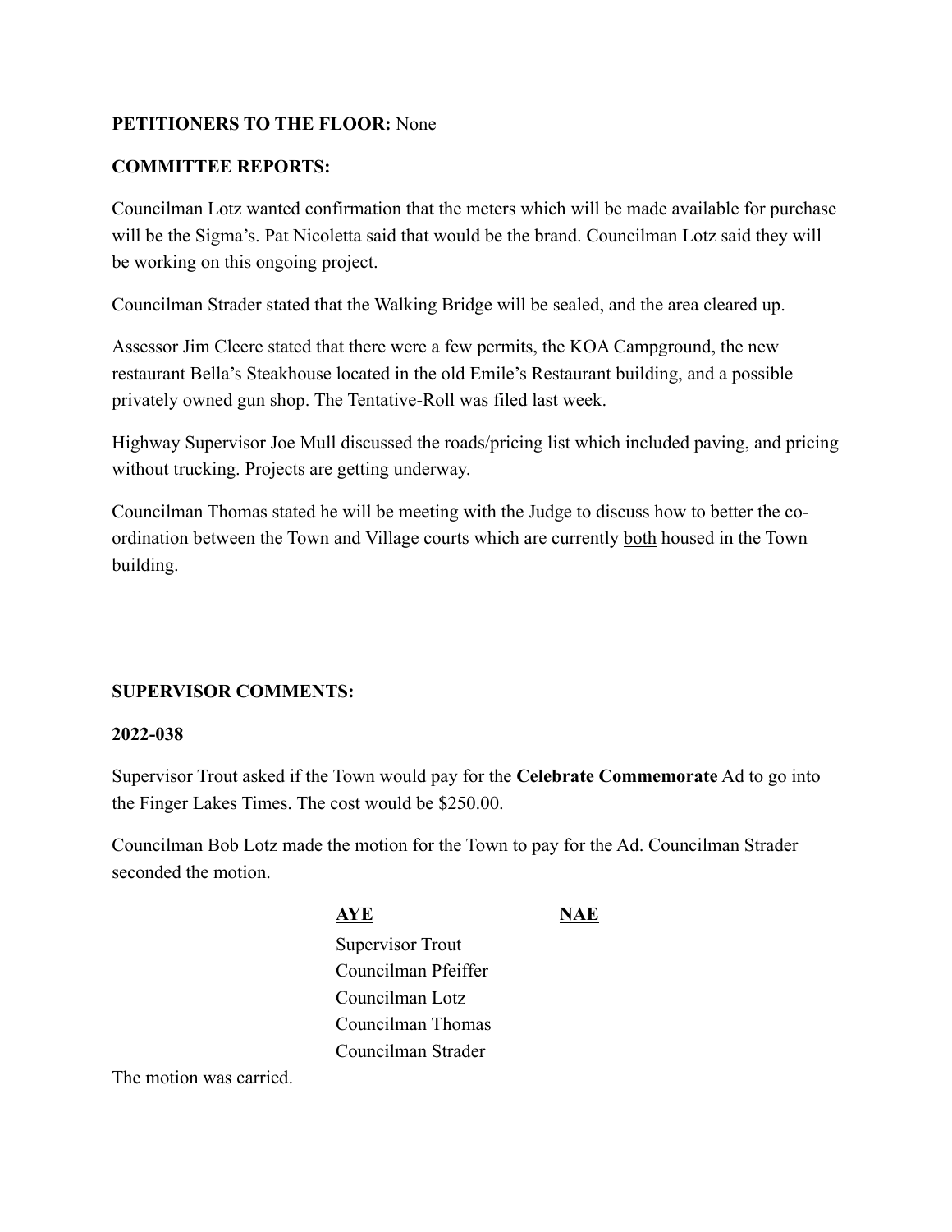**PETITIONERS TO THE FLOOR:** None

**COMMITTEE REPORTS:**

Councilman Lotz wanted confirmation that the meters which will be made available for purchase will be the Sigma's. Pat Nicoletta said that would be the brand. Councilman Lotz said they will be working on this ongoing project.

Councilman Strader stated that the Walking Bridge will be sealed, and the area cleared up.

Assessor Jim Cleere stated that there were a few permits, the KOA Campground, the new restaurant Bella's Steakhouse located in the old Emile's Restaurant building, and a possible privately owned gun shop. The Tentative-Roll was filed last week.

Highway Supervisor Joe Mull discussed the roads/pricing list which included paving, and pricing without trucking. Projects are getting underway.

Councilman Thomas stated he will be meeting with the Judge to discuss how to better the co-ordination between the Town and Village courts which are currently <u>both</u> housed in the Town building.

**SUPERVISOR COMMENTS:**

**2022-038**

Supervisor Trout asked if the Town would pay for the **Celebrate Commemorate** Ad to go into the Finger Lakes Times. The cost would be $250.00.

Councilman Bob Lotz made the motion for the Town to pay for the Ad. Councilman Strader seconded the motion.

| AYE | NAE |
|---|---|
| Supervisor Trout | |
| Councilman Pfeiffer | |
| Councilman Lotz | |
| Councilman Thomas | |
| Councilman Strader | |

The motion was carried.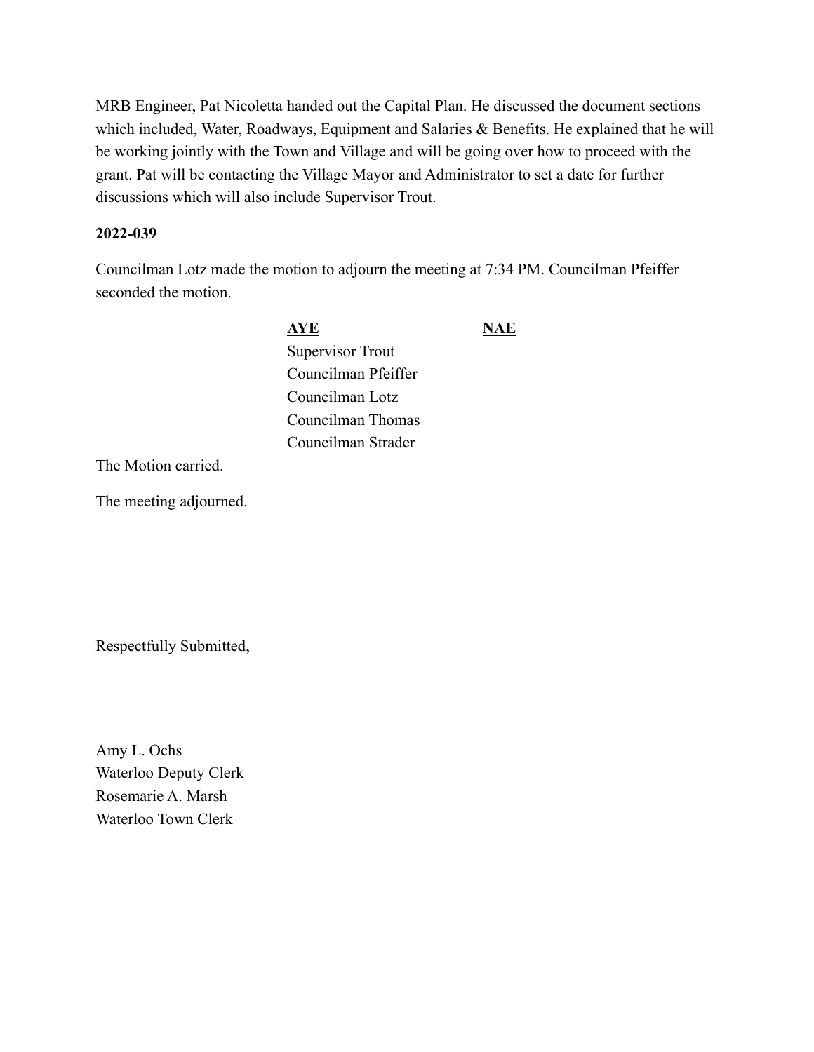MRB Engineer, Pat Nicoletta handed out the Capital Plan. He discussed the document sections which included, Water, Roadways, Equipment and Salaries & Benefits. He explained that he will be working jointly with the Town and Village and will be going over how to proceed with the grant. Pat will be contacting the Village Mayor and Administrator to set a date for further discussions which will also include Supervisor Trout.

**2022-039**

Councilman Lotz made the motion to adjourn the meeting at 7:34 PM. Councilman Pfeiffer seconded the motion.

| AYE | NAE |
|---|---|
| Supervisor Trout | |
| Councilman Pfeiffer | |
| Councilman Lotz | |
| Councilman Thomas | |
| Councilman Strader | |

The Motion carried.

The meeting adjourned.

Respectfully Submitted,

Amy L. Ochs
Waterloo Deputy Clerk
Rosemarie A. Marsh
Waterloo Town Clerk